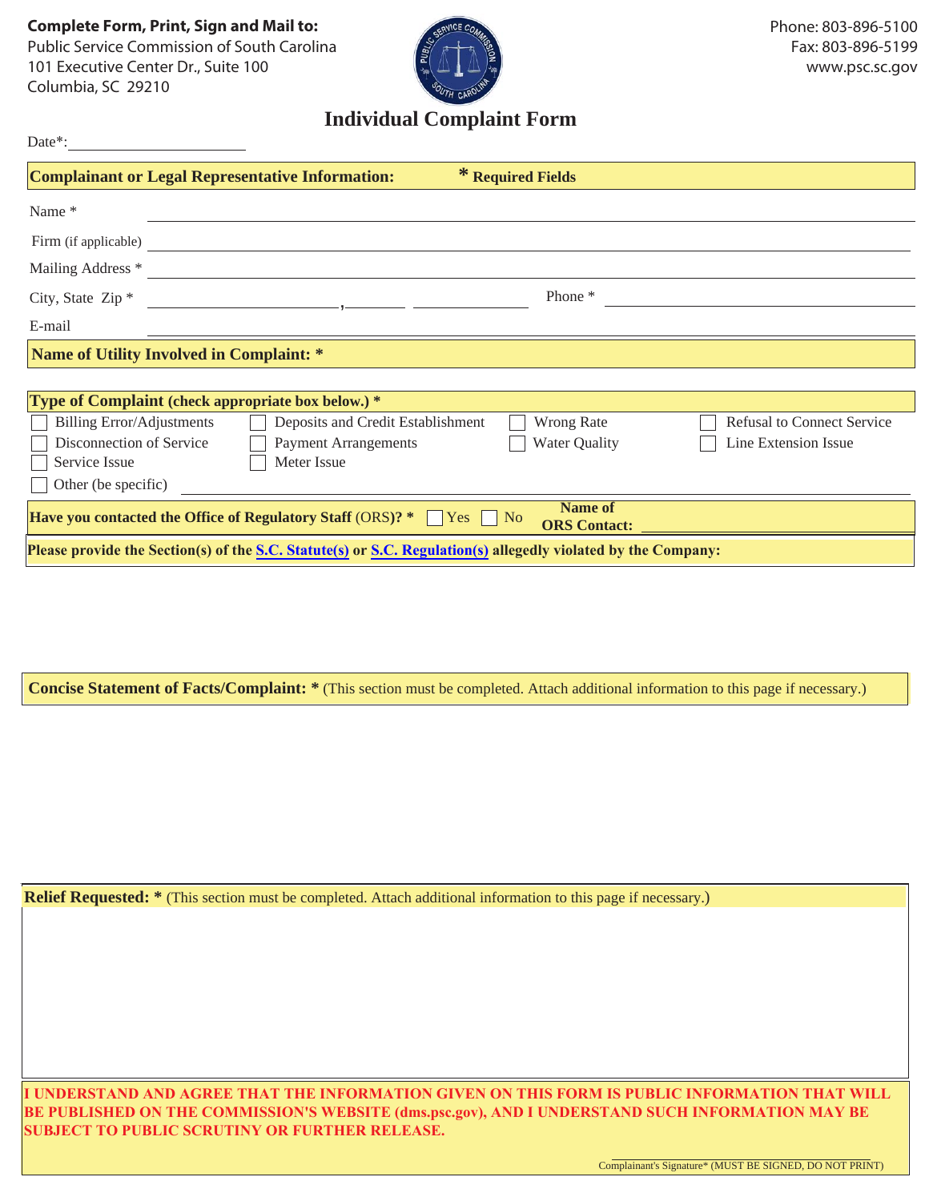**Complete Form, Print, Sign and Mail to:**
Public Service Commission of South Carolina
101 Executive Center Dr., Suite 100
Columbia, SC 29210

Phone: 803-896-5100
Fax: 803-896-5199
www.psc.sc.gov

# Individual Complaint Form

Date*: ____________________

## Complainant or Legal Representative Information: * Required Fields

Name * ____________________

Firm (if applicable) ____________________

Mailing Address * ____________________

City, State Zip * ____________________, ________ ____________ Phone * ____________________

E-mail ____________________

## Name of Utility Involved in Complaint: *

## Type of Complaint (check appropriate box below.) *

- ☐ Billing Error/Adjustments
- ☐ Deposits and Credit Establishment
- ☐ Wrong Rate
- ☐ Refusal to Connect Service
- ☐ Disconnection of Service
- ☐ Payment Arrangements
- ☐ Water Quality
- ☐ Line Extension Issue
- ☐ Service Issue
- ☐ Meter Issue
- ☐ Other (be specific) ____________________

**Have you contacted the Office of Regulatory Staff** (ORS)**? *** ☐ Yes ☐ No **Name of ORS Contact:** ____________________

**Please provide the Section(s) of the S.C. Statute(s) or S.C. Regulation(s) allegedly violated by the Company:**

**Concise Statement of Facts/Complaint: *** (This section must be completed. Attach additional information to this page if necessary.)

**Relief Requested: *** (This section must be completed. Attach additional information to this page if necessary.)

**I UNDERSTAND AND AGREE THAT THE INFORMATION GIVEN ON THIS FORM IS PUBLIC INFORMATION THAT WILL BE PUBLISHED ON THE COMMISSION'S WEBSITE (dms.psc.gov), AND I UNDERSTAND SUCH INFORMATION MAY BE SUBJECT TO PUBLIC SCRUTINY OR FURTHER RELEASE.**

____________________
Complainant's Signature* (MUST BE SIGNED, DO NOT PRINT)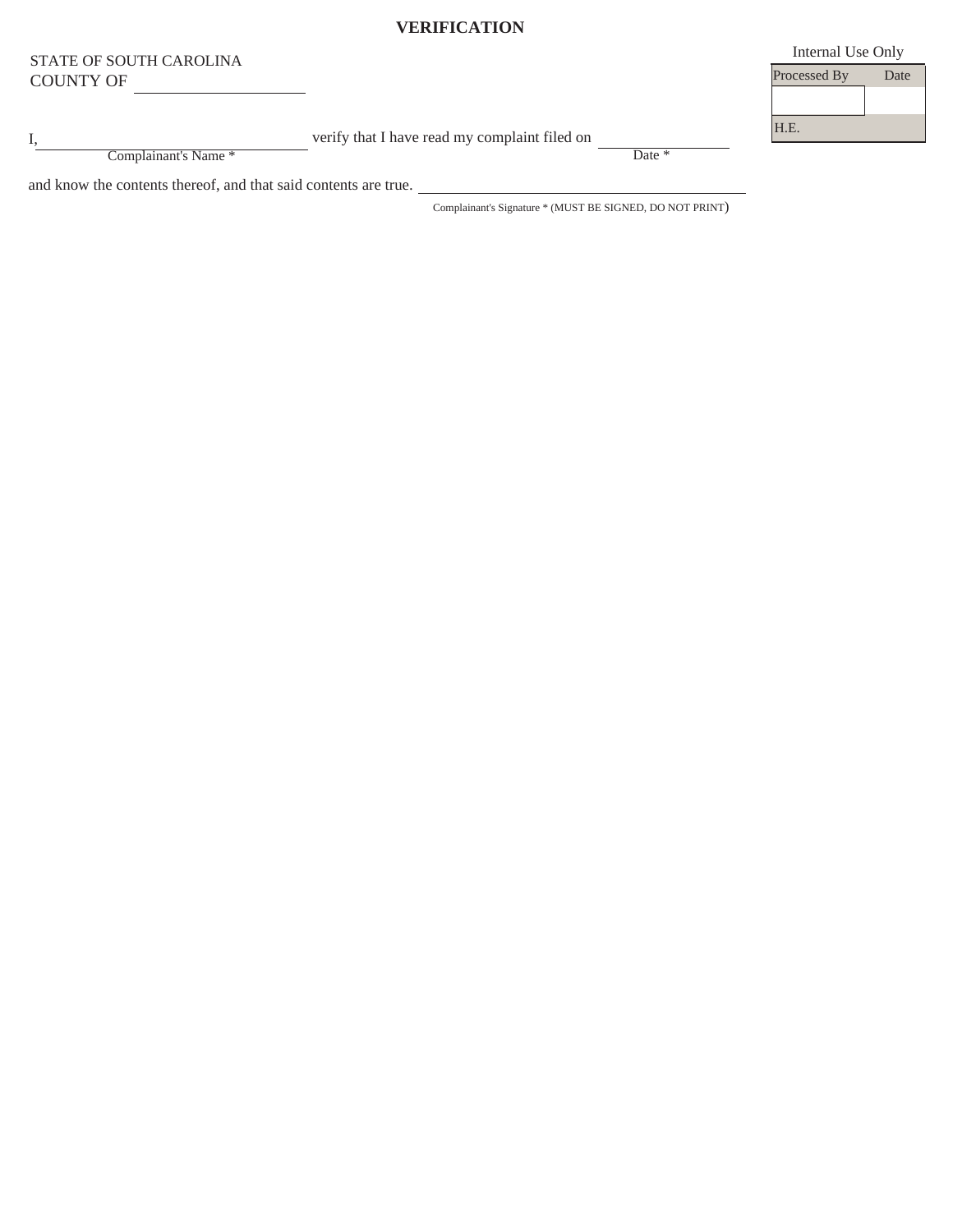# VERIFICATION

STATE OF SOUTH CAROLINA
COUNTY OF ____________________

| Internal Use Only | |
|---|---|
| Processed By | Date |
| | |
| H.E. | |

I, ______________________________ verify that I have read my complaint filed on ______________
Complainant's Name * Date *

and know the contents thereof, and that said contents are true. ________________________________________
Complainant's Signature * (MUST BE SIGNED, DO NOT PRINT)